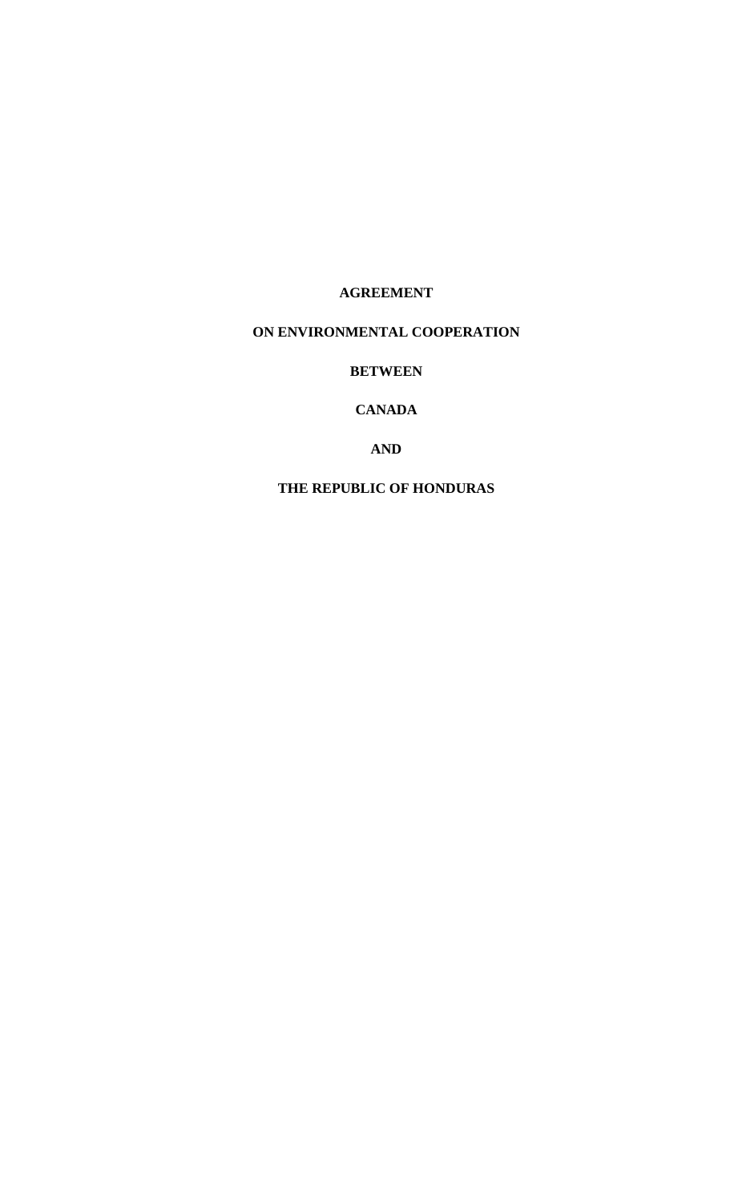# AGREEMENT

# ON ENVIRONMENTAL COOPERATION

# BETWEEN

# CANADA

# AND

# THE REPUBLIC OF HONDURAS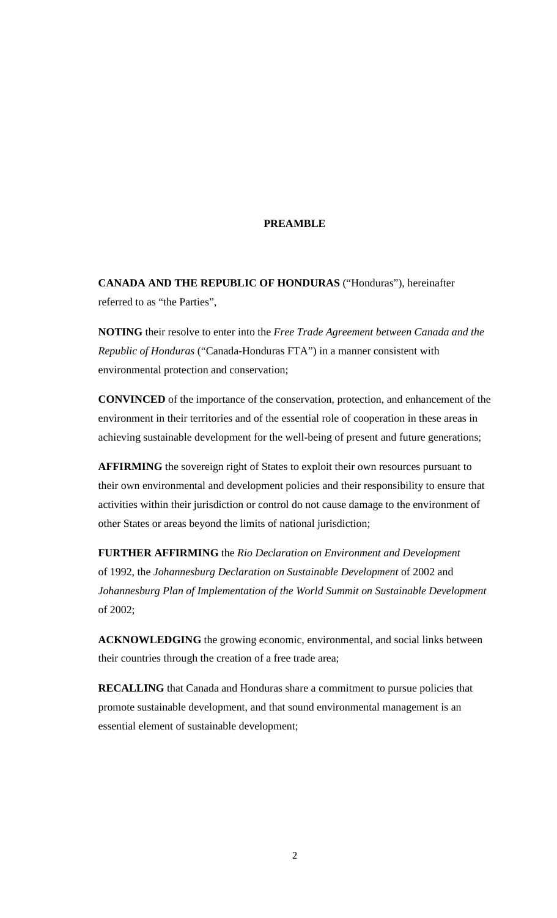# PREAMBLE

**CANADA AND THE REPUBLIC OF HONDURAS** ("Honduras"), hereinafter referred to as "the Parties",

**NOTING** their resolve to enter into the *Free Trade Agreement between Canada and the Republic of Honduras* ("Canada-Honduras FTA") in a manner consistent with environmental protection and conservation;

**CONVINCED** of the importance of the conservation, protection, and enhancement of the environment in their territories and of the essential role of cooperation in these areas in achieving sustainable development for the well-being of present and future generations;

**AFFIRMING** the sovereign right of States to exploit their own resources pursuant to their own environmental and development policies and their responsibility to ensure that activities within their jurisdiction or control do not cause damage to the environment of other States or areas beyond the limits of national jurisdiction;

**FURTHER AFFIRMING** the *Rio Declaration on Environment and Development* of 1992, the *Johannesburg Declaration on Sustainable Development* of 2002 and *Johannesburg Plan of Implementation of the World Summit on Sustainable Development* of 2002;

**ACKNOWLEDGING** the growing economic, environmental, and social links between their countries through the creation of a free trade area;

**RECALLING** that Canada and Honduras share a commitment to pursue policies that promote sustainable development, and that sound environmental management is an essential element of sustainable development;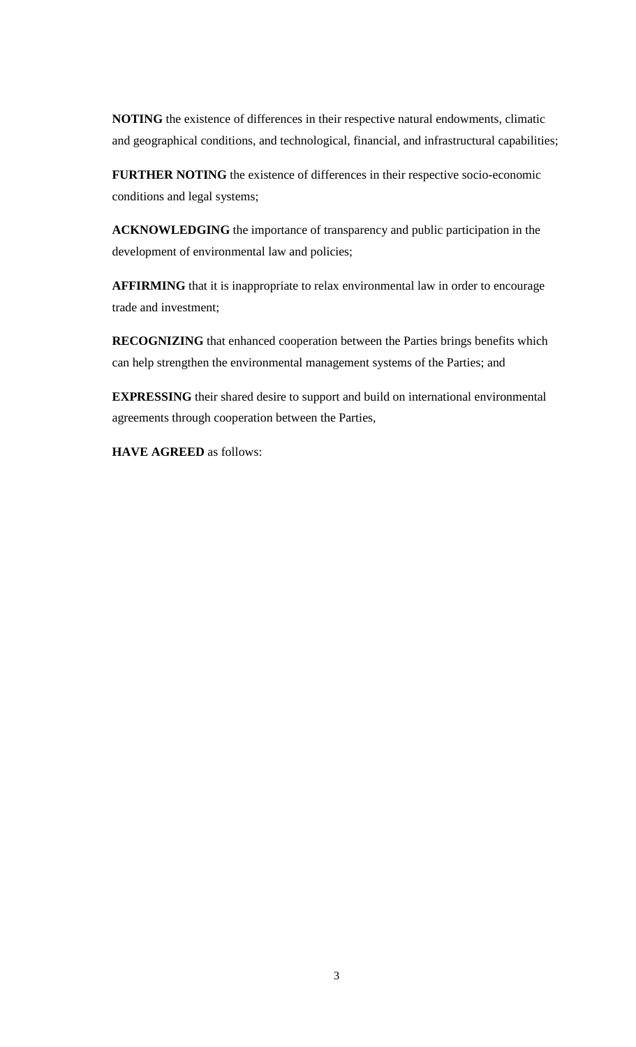**NOTING** the existence of differences in their respective natural endowments, climatic and geographical conditions, and technological, financial, and infrastructural capabilities;

**FURTHER NOTING** the existence of differences in their respective socio-economic conditions and legal systems;

**ACKNOWLEDGING** the importance of transparency and public participation in the development of environmental law and policies;

**AFFIRMING** that it is inappropriate to relax environmental law in order to encourage trade and investment;

**RECOGNIZING** that enhanced cooperation between the Parties brings benefits which can help strengthen the environmental management systems of the Parties; and

**EXPRESSING** their shared desire to support and build on international environmental agreements through cooperation between the Parties,

**HAVE AGREED** as follows: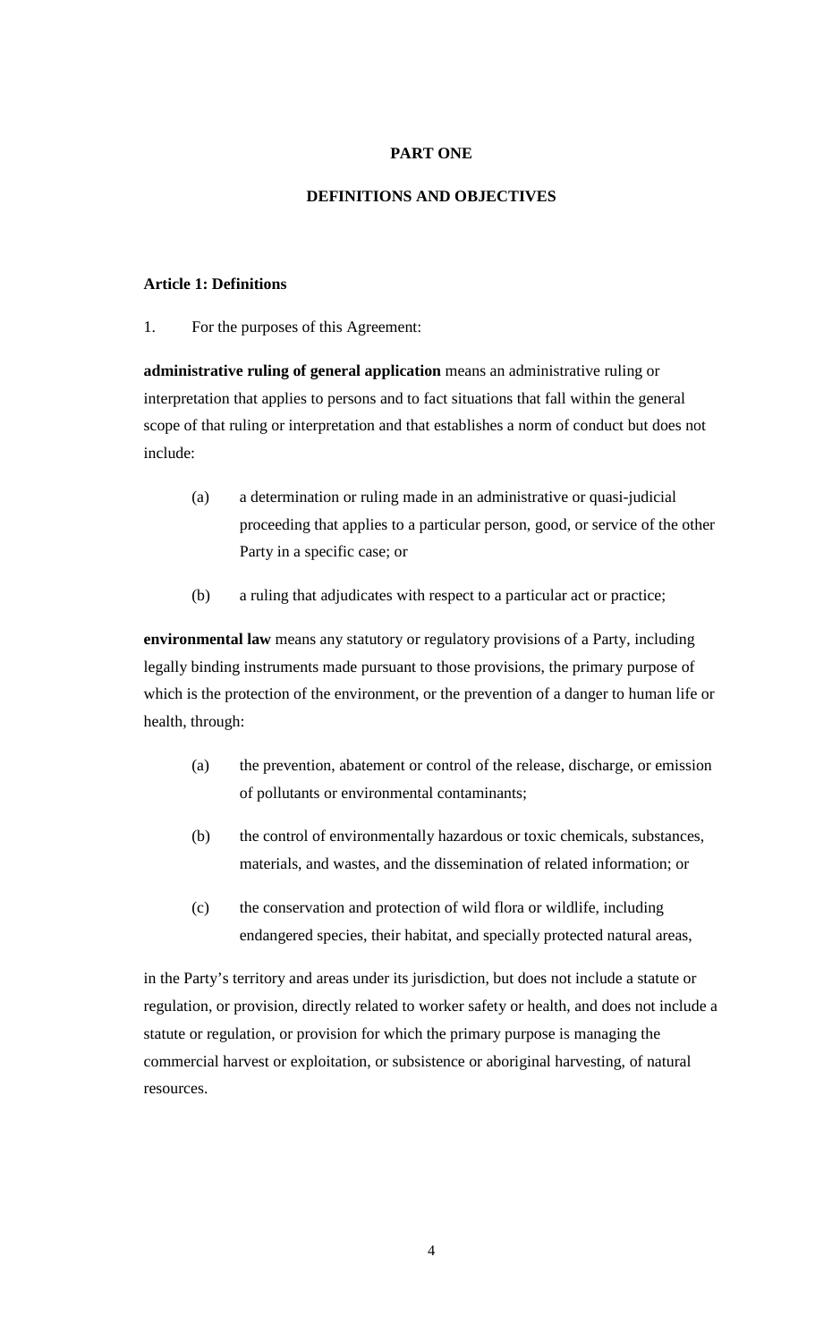# PART ONE

## DEFINITIONS AND OBJECTIVES

### Article 1: Definitions

1. For the purposes of this Agreement:

**administrative ruling of general application** means an administrative ruling or interpretation that applies to persons and to fact situations that fall within the general scope of that ruling or interpretation and that establishes a norm of conduct but does not include:

(a) a determination or ruling made in an administrative or quasi-judicial proceeding that applies to a particular person, good, or service of the other Party in a specific case; or

(b) a ruling that adjudicates with respect to a particular act or practice;

**environmental law** means any statutory or regulatory provisions of a Party, including legally binding instruments made pursuant to those provisions, the primary purpose of which is the protection of the environment, or the prevention of a danger to human life or health, through:

(a) the prevention, abatement or control of the release, discharge, or emission of pollutants or environmental contaminants;

(b) the control of environmentally hazardous or toxic chemicals, substances, materials, and wastes, and the dissemination of related information; or

(c) the conservation and protection of wild flora or wildlife, including endangered species, their habitat, and specially protected natural areas,

in the Party's territory and areas under its jurisdiction, but does not include a statute or regulation, or provision, directly related to worker safety or health, and does not include a statute or regulation, or provision for which the primary purpose is managing the commercial harvest or exploitation, or subsistence or aboriginal harvesting, of natural resources.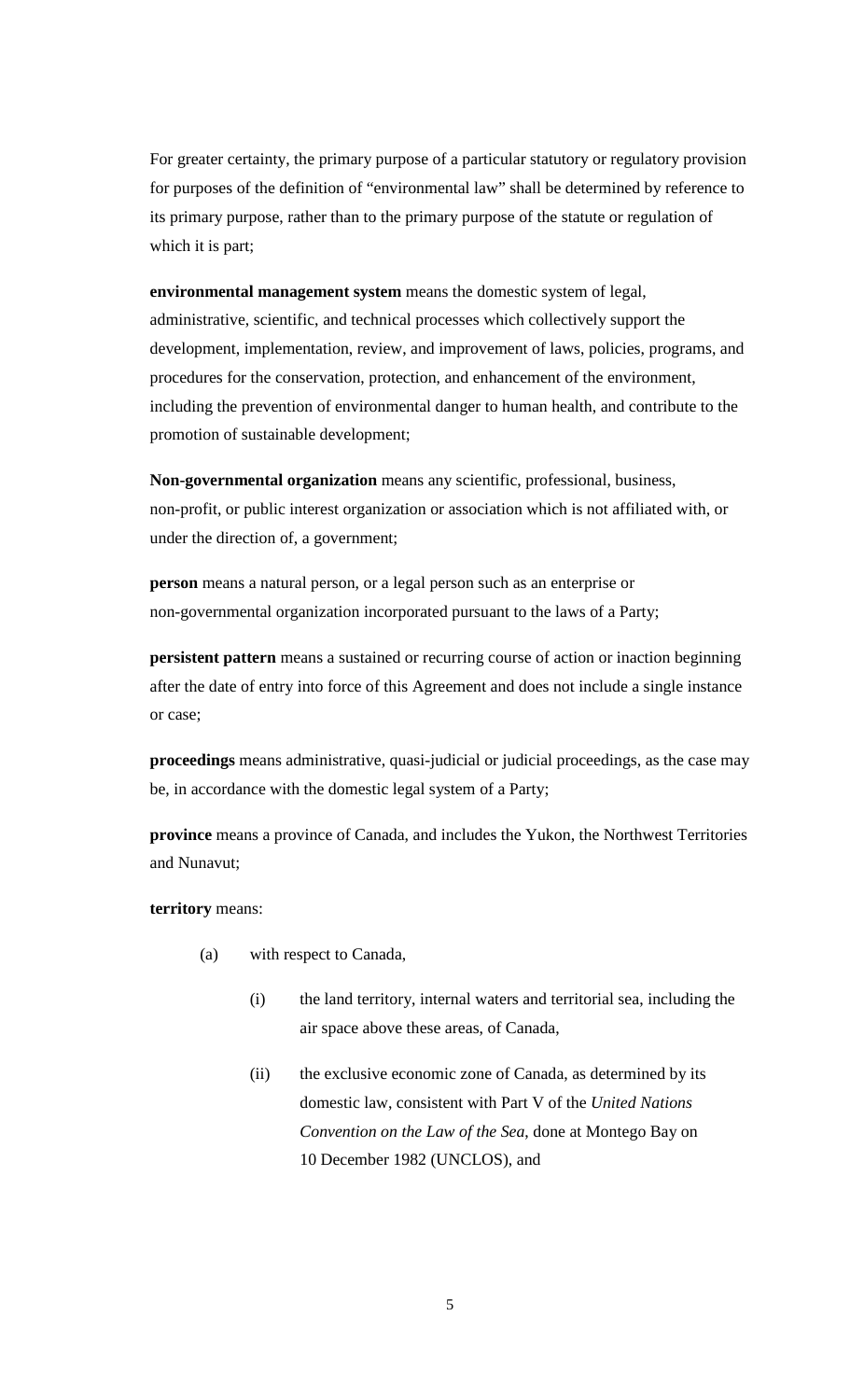For greater certainty, the primary purpose of a particular statutory or regulatory provision for purposes of the definition of "environmental law" shall be determined by reference to its primary purpose, rather than to the primary purpose of the statute or regulation of which it is part;

**environmental management system** means the domestic system of legal, administrative, scientific, and technical processes which collectively support the development, implementation, review, and improvement of laws, policies, programs, and procedures for the conservation, protection, and enhancement of the environment, including the prevention of environmental danger to human health, and contribute to the promotion of sustainable development;

**Non-governmental organization** means any scientific, professional, business, non-profit, or public interest organization or association which is not affiliated with, or under the direction of, a government;

**person** means a natural person, or a legal person such as an enterprise or non-governmental organization incorporated pursuant to the laws of a Party;

**persistent pattern** means a sustained or recurring course of action or inaction beginning after the date of entry into force of this Agreement and does not include a single instance or case;

**proceedings** means administrative, quasi-judicial or judicial proceedings, as the case may be, in accordance with the domestic legal system of a Party;

**province** means a province of Canada, and includes the Yukon, the Northwest Territories and Nunavut;

**territory** means:

(a) with respect to Canada,

(i) the land territory, internal waters and territorial sea, including the air space above these areas, of Canada,

(ii) the exclusive economic zone of Canada, as determined by its domestic law, consistent with Part V of the *United Nations Convention on the Law of the Sea*, done at Montego Bay on 10 December 1982 (UNCLOS), and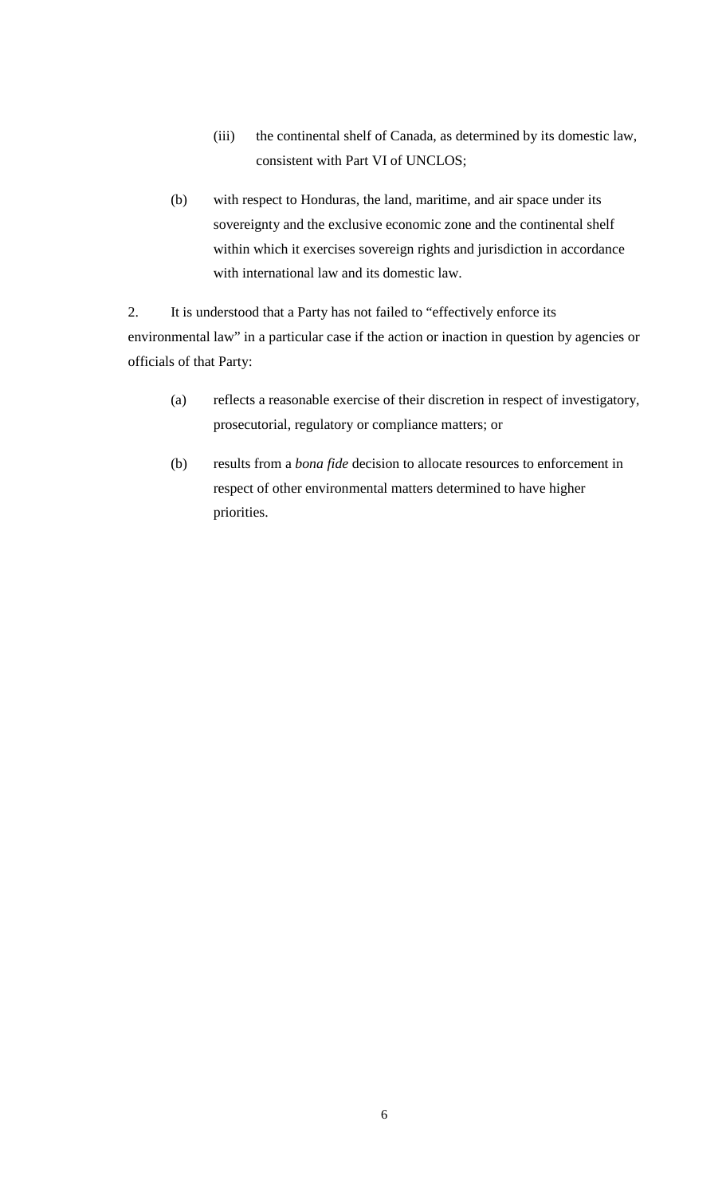(iii) the continental shelf of Canada, as determined by its domestic law, consistent with Part VI of UNCLOS;

(b) with respect to Honduras, the land, maritime, and air space under its sovereignty and the exclusive economic zone and the continental shelf within which it exercises sovereign rights and jurisdiction in accordance with international law and its domestic law.

2. It is understood that a Party has not failed to "effectively enforce its environmental law" in a particular case if the action or inaction in question by agencies or officials of that Party:

(a) reflects a reasonable exercise of their discretion in respect of investigatory, prosecutorial, regulatory or compliance matters; or

(b) results from a *bona fide* decision to allocate resources to enforcement in respect of other environmental matters determined to have higher priorities.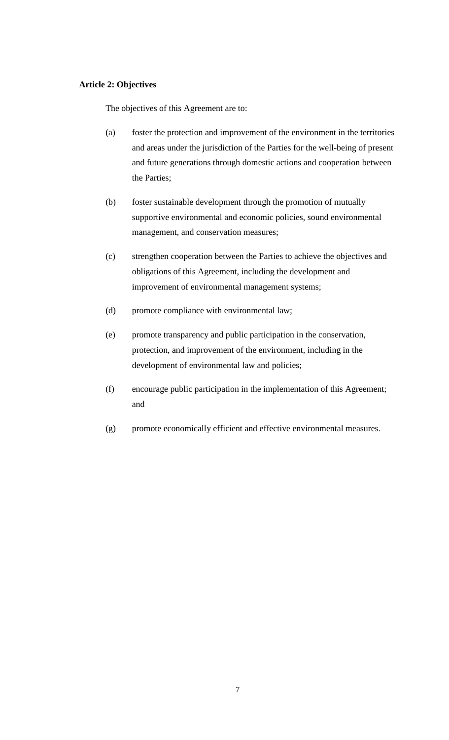**Article 2: Objectives**

The objectives of this Agreement are to:

(a) foster the protection and improvement of the environment in the territories and areas under the jurisdiction of the Parties for the well-being of present and future generations through domestic actions and cooperation between the Parties;

(b) foster sustainable development through the promotion of mutually supportive environmental and economic policies, sound environmental management, and conservation measures;

(c) strengthen cooperation between the Parties to achieve the objectives and obligations of this Agreement, including the development and improvement of environmental management systems;

(d) promote compliance with environmental law;

(e) promote transparency and public participation in the conservation, protection, and improvement of the environment, including in the development of environmental law and policies;

(f) encourage public participation in the implementation of this Agreement; and

(g) promote economically efficient and effective environmental measures.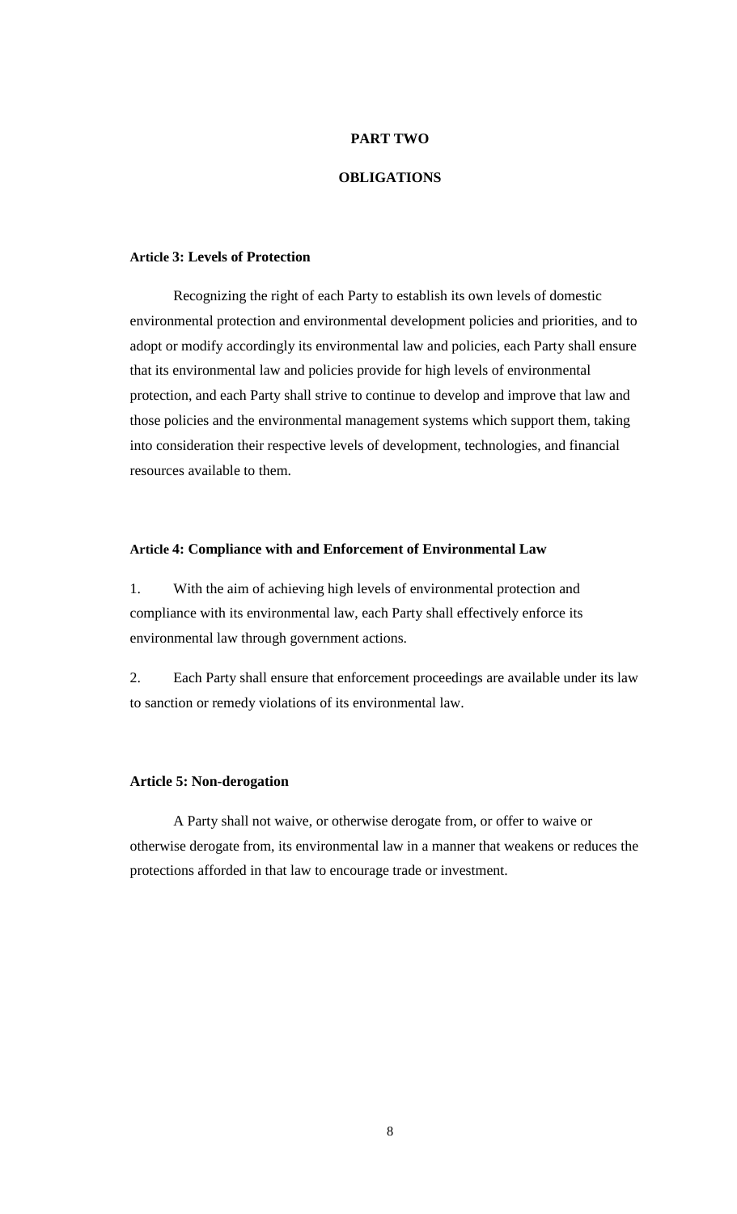# PART TWO

# OBLIGATIONS

### Article 3: Levels of Protection

Recognizing the right of each Party to establish its own levels of domestic environmental protection and environmental development policies and priorities, and to adopt or modify accordingly its environmental law and policies, each Party shall ensure that its environmental law and policies provide for high levels of environmental protection, and each Party shall strive to continue to develop and improve that law and those policies and the environmental management systems which support them, taking into consideration their respective levels of development, technologies, and financial resources available to them.

### Article 4: Compliance with and Enforcement of Environmental Law

1. With the aim of achieving high levels of environmental protection and compliance with its environmental law, each Party shall effectively enforce its environmental law through government actions.

2. Each Party shall ensure that enforcement proceedings are available under its law to sanction or remedy violations of its environmental law.

### Article 5: Non-derogation

A Party shall not waive, or otherwise derogate from, or offer to waive or otherwise derogate from, its environmental law in a manner that weakens or reduces the protections afforded in that law to encourage trade or investment.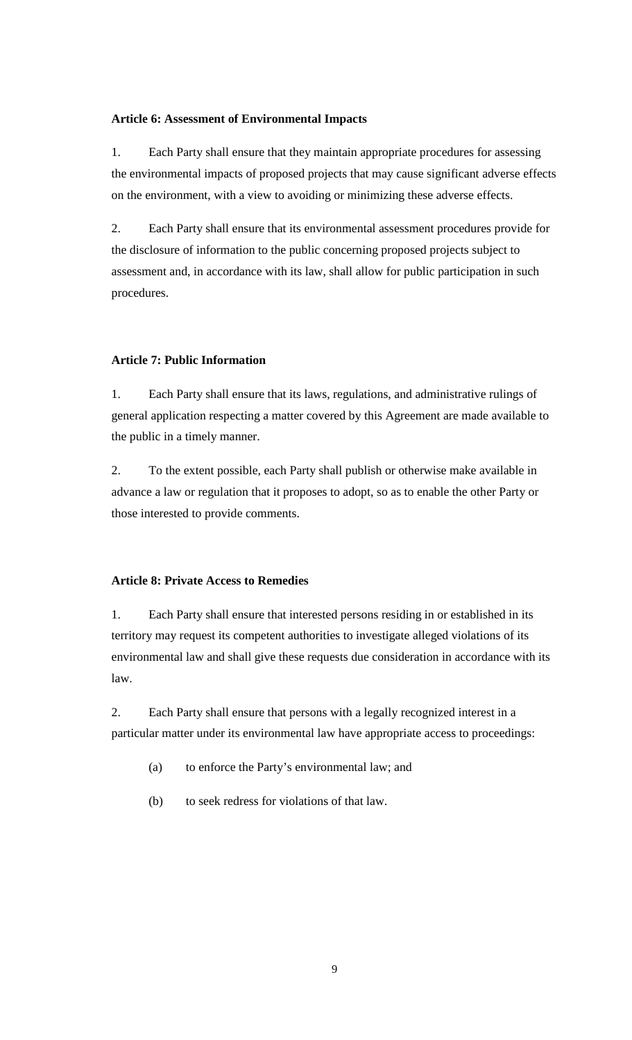**Article 6: Assessment of Environmental Impacts**

1. Each Party shall ensure that they maintain appropriate procedures for assessing the environmental impacts of proposed projects that may cause significant adverse effects on the environment, with a view to avoiding or minimizing these adverse effects.

2. Each Party shall ensure that its environmental assessment procedures provide for the disclosure of information to the public concerning proposed projects subject to assessment and, in accordance with its law, shall allow for public participation in such procedures.

**Article 7: Public Information**

1. Each Party shall ensure that its laws, regulations, and administrative rulings of general application respecting a matter covered by this Agreement are made available to the public in a timely manner.

2. To the extent possible, each Party shall publish or otherwise make available in advance a law or regulation that it proposes to adopt, so as to enable the other Party or those interested to provide comments.

**Article 8: Private Access to Remedies**

1. Each Party shall ensure that interested persons residing in or established in its territory may request its competent authorities to investigate alleged violations of its environmental law and shall give these requests due consideration in accordance with its law.

2. Each Party shall ensure that persons with a legally recognized interest in a particular matter under its environmental law have appropriate access to proceedings:

   (a) to enforce the Party's environmental law; and

   (b) to seek redress for violations of that law.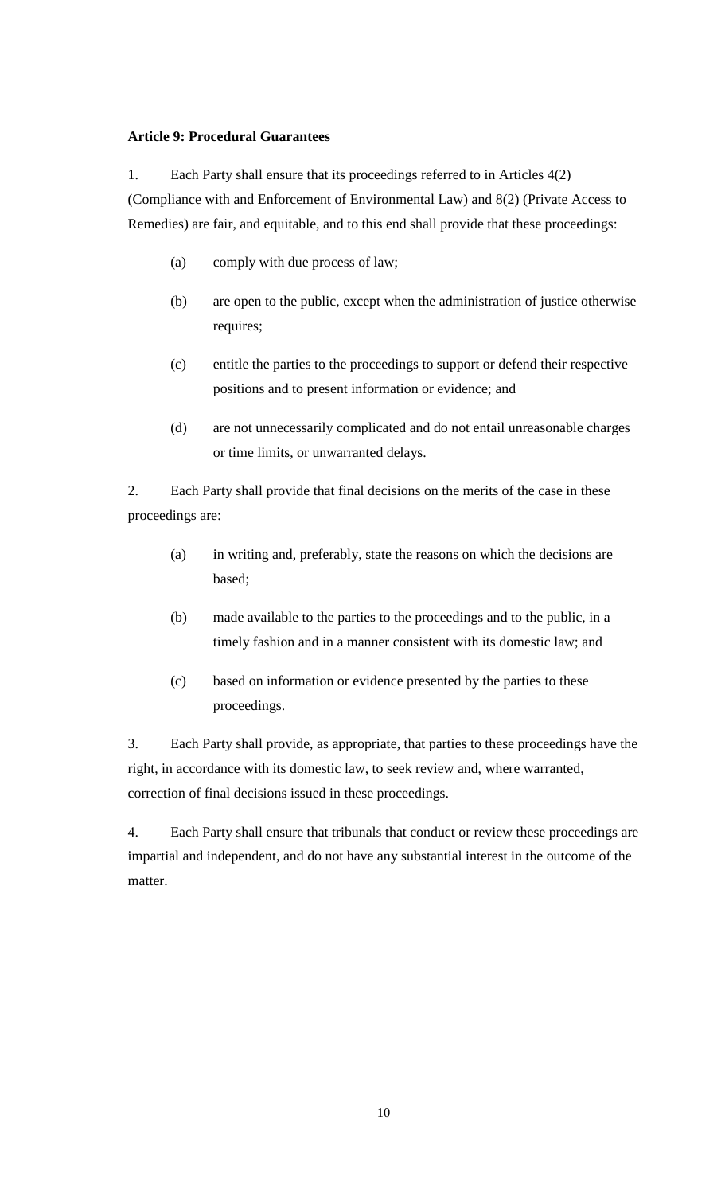**Article 9: Procedural Guarantees**

1. Each Party shall ensure that its proceedings referred to in Articles 4(2) (Compliance with and Enforcement of Environmental Law) and 8(2) (Private Access to Remedies) are fair, and equitable, and to this end shall provide that these proceedings:

   (a) comply with due process of law;

   (b) are open to the public, except when the administration of justice otherwise requires;

   (c) entitle the parties to the proceedings to support or defend their respective positions and to present information or evidence; and

   (d) are not unnecessarily complicated and do not entail unreasonable charges or time limits, or unwarranted delays.

2. Each Party shall provide that final decisions on the merits of the case in these proceedings are:

   (a) in writing and, preferably, state the reasons on which the decisions are based;

   (b) made available to the parties to the proceedings and to the public, in a timely fashion and in a manner consistent with its domestic law; and

   (c) based on information or evidence presented by the parties to these proceedings.

3. Each Party shall provide, as appropriate, that parties to these proceedings have the right, in accordance with its domestic law, to seek review and, where warranted, correction of final decisions issued in these proceedings.

4. Each Party shall ensure that tribunals that conduct or review these proceedings are impartial and independent, and do not have any substantial interest in the outcome of the matter.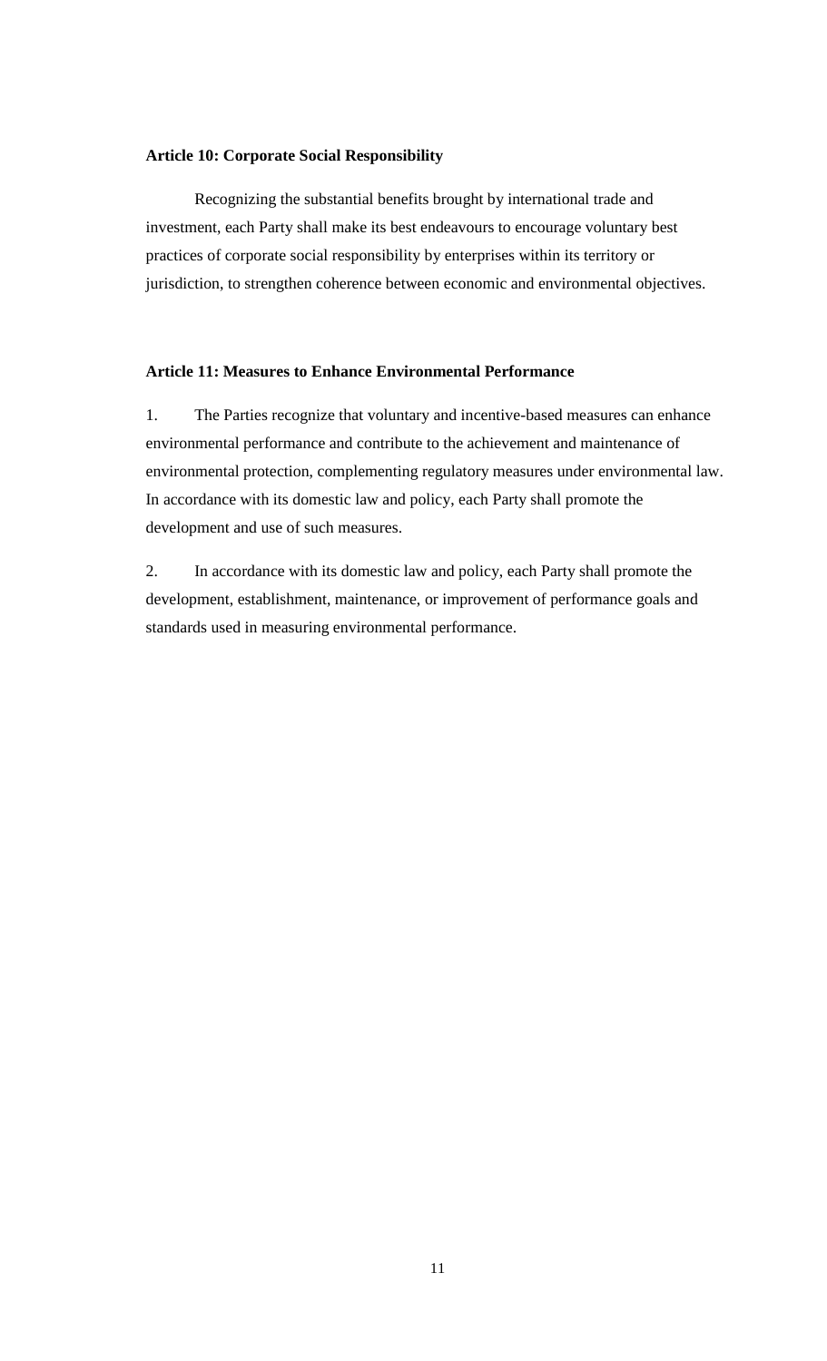**Article 10: Corporate Social Responsibility**

Recognizing the substantial benefits brought by international trade and investment, each Party shall make its best endeavours to encourage voluntary best practices of corporate social responsibility by enterprises within its territory or jurisdiction, to strengthen coherence between economic and environmental objectives.

**Article 11: Measures to Enhance Environmental Performance**

1. The Parties recognize that voluntary and incentive-based measures can enhance environmental performance and contribute to the achievement and maintenance of environmental protection, complementing regulatory measures under environmental law. In accordance with its domestic law and policy, each Party shall promote the development and use of such measures.

2. In accordance with its domestic law and policy, each Party shall promote the development, establishment, maintenance, or improvement of performance goals and standards used in measuring environmental performance.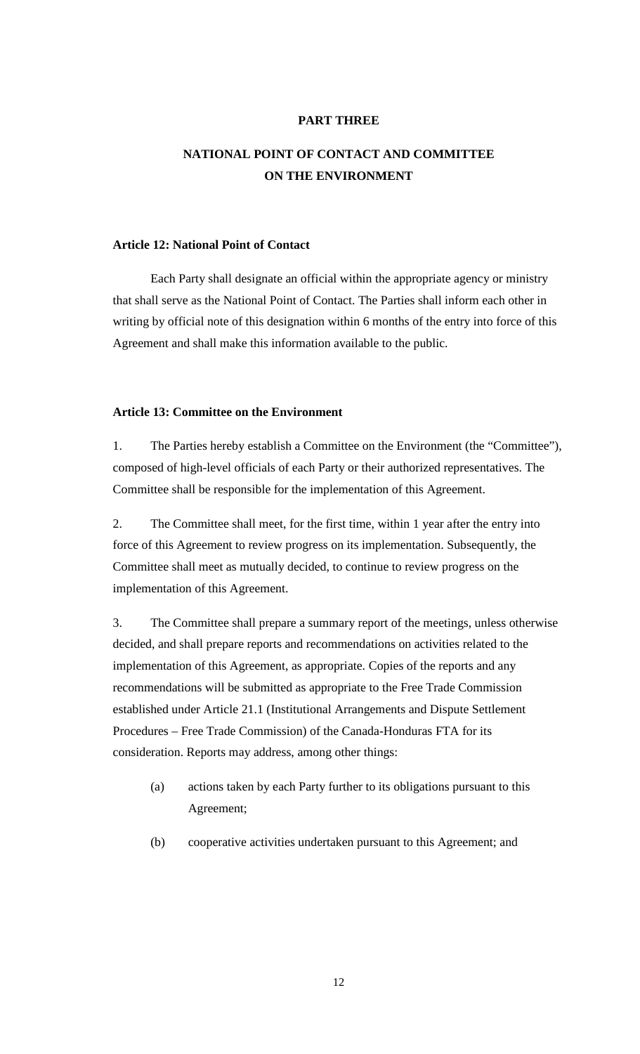## PART THREE

## NATIONAL POINT OF CONTACT AND COMMITTEE ON THE ENVIRONMENT

### Article 12: National Point of Contact

Each Party shall designate an official within the appropriate agency or ministry that shall serve as the National Point of Contact. The Parties shall inform each other in writing by official note of this designation within 6 months of the entry into force of this Agreement and shall make this information available to the public.

### Article 13: Committee on the Environment

1. The Parties hereby establish a Committee on the Environment (the "Committee"), composed of high-level officials of each Party or their authorized representatives. The Committee shall be responsible for the implementation of this Agreement.

2. The Committee shall meet, for the first time, within 1 year after the entry into force of this Agreement to review progress on its implementation. Subsequently, the Committee shall meet as mutually decided, to continue to review progress on the implementation of this Agreement.

3. The Committee shall prepare a summary report of the meetings, unless otherwise decided, and shall prepare reports and recommendations on activities related to the implementation of this Agreement, as appropriate. Copies of the reports and any recommendations will be submitted as appropriate to the Free Trade Commission established under Article 21.1 (Institutional Arrangements and Dispute Settlement Procedures – Free Trade Commission) of the Canada-Honduras FTA for its consideration. Reports may address, among other things:

   (a) actions taken by each Party further to its obligations pursuant to this Agreement;

   (b) cooperative activities undertaken pursuant to this Agreement; and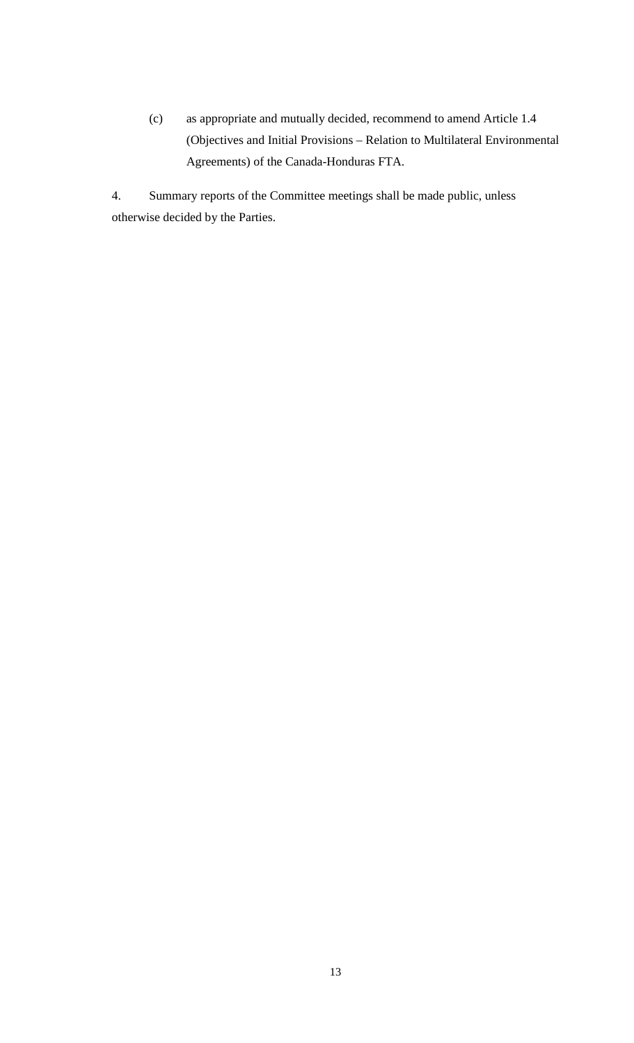(c) as appropriate and mutually decided, recommend to amend Article 1.4 (Objectives and Initial Provisions – Relation to Multilateral Environmental Agreements) of the Canada-Honduras FTA.

4. Summary reports of the Committee meetings shall be made public, unless otherwise decided by the Parties.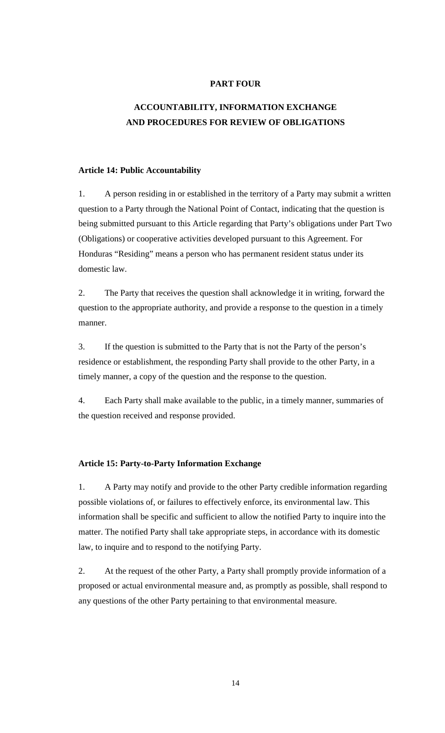# PART FOUR

## ACCOUNTABILITY, INFORMATION EXCHANGE AND PROCEDURES FOR REVIEW OF OBLIGATIONS

### Article 14: Public Accountability

1. A person residing in or established in the territory of a Party may submit a written question to a Party through the National Point of Contact, indicating that the question is being submitted pursuant to this Article regarding that Party's obligations under Part Two (Obligations) or cooperative activities developed pursuant to this Agreement. For Honduras "Residing" means a person who has permanent resident status under its domestic law.

2. The Party that receives the question shall acknowledge it in writing, forward the question to the appropriate authority, and provide a response to the question in a timely manner.

3. If the question is submitted to the Party that is not the Party of the person's residence or establishment, the responding Party shall provide to the other Party, in a timely manner, a copy of the question and the response to the question.

4. Each Party shall make available to the public, in a timely manner, summaries of the question received and response provided.

### Article 15: Party-to-Party Information Exchange

1. A Party may notify and provide to the other Party credible information regarding possible violations of, or failures to effectively enforce, its environmental law. This information shall be specific and sufficient to allow the notified Party to inquire into the matter. The notified Party shall take appropriate steps, in accordance with its domestic law, to inquire and to respond to the notifying Party.

2. At the request of the other Party, a Party shall promptly provide information of a proposed or actual environmental measure and, as promptly as possible, shall respond to any questions of the other Party pertaining to that environmental measure.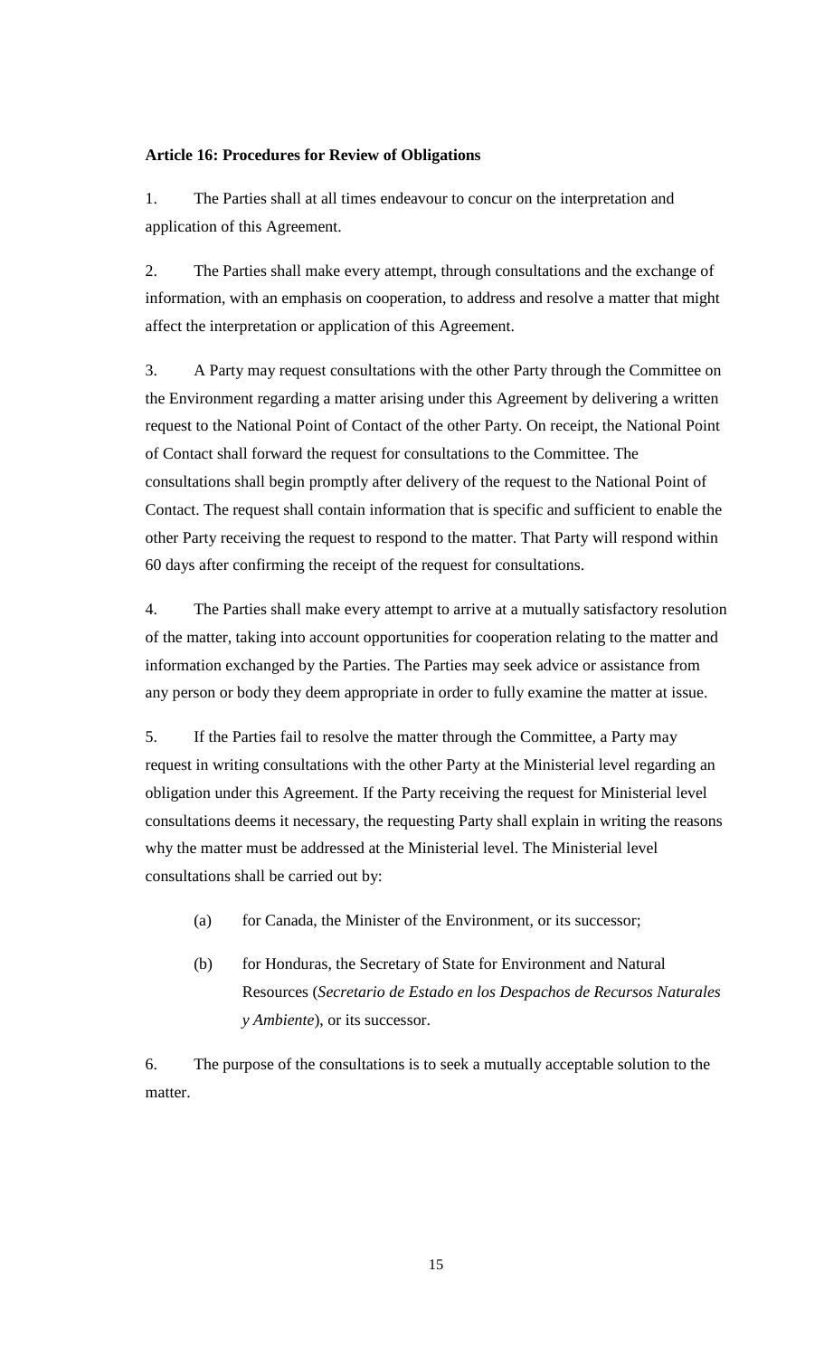**Article 16: Procedures for Review of Obligations**

1. The Parties shall at all times endeavour to concur on the interpretation and application of this Agreement.

2. The Parties shall make every attempt, through consultations and the exchange of information, with an emphasis on cooperation, to address and resolve a matter that might affect the interpretation or application of this Agreement.

3. A Party may request consultations with the other Party through the Committee on the Environment regarding a matter arising under this Agreement by delivering a written request to the National Point of Contact of the other Party. On receipt, the National Point of Contact shall forward the request for consultations to the Committee. The consultations shall begin promptly after delivery of the request to the National Point of Contact. The request shall contain information that is specific and sufficient to enable the other Party receiving the request to respond to the matter. That Party will respond within 60 days after confirming the receipt of the request for consultations.

4. The Parties shall make every attempt to arrive at a mutually satisfactory resolution of the matter, taking into account opportunities for cooperation relating to the matter and information exchanged by the Parties. The Parties may seek advice or assistance from any person or body they deem appropriate in order to fully examine the matter at issue.

5. If the Parties fail to resolve the matter through the Committee, a Party may request in writing consultations with the other Party at the Ministerial level regarding an obligation under this Agreement. If the Party receiving the request for Ministerial level consultations deems it necessary, the requesting Party shall explain in writing the reasons why the matter must be addressed at the Ministerial level. The Ministerial level consultations shall be carried out by:

  (a) for Canada, the Minister of the Environment, or its successor;

  (b) for Honduras, the Secretary of State for Environment and Natural Resources (*Secretario de Estado en los Despachos de Recursos Naturales y Ambiente*), or its successor.

6. The purpose of the consultations is to seek a mutually acceptable solution to the matter.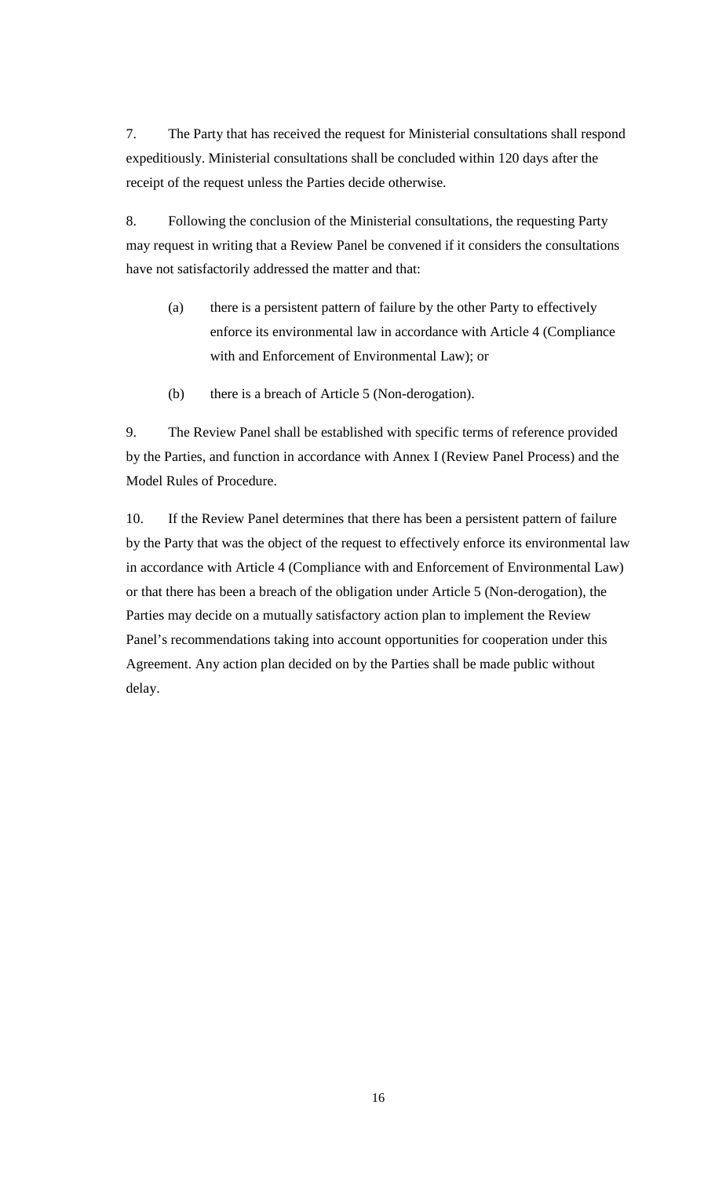7. The Party that has received the request for Ministerial consultations shall respond expeditiously. Ministerial consultations shall be concluded within 120 days after the receipt of the request unless the Parties decide otherwise.

8. Following the conclusion of the Ministerial consultations, the requesting Party may request in writing that a Review Panel be convened if it considers the consultations have not satisfactorily addressed the matter and that:

   (a) there is a persistent pattern of failure by the other Party to effectively enforce its environmental law in accordance with Article 4 (Compliance with and Enforcement of Environmental Law); or

   (b) there is a breach of Article 5 (Non-derogation).

9. The Review Panel shall be established with specific terms of reference provided by the Parties, and function in accordance with Annex I (Review Panel Process) and the Model Rules of Procedure.

10. If the Review Panel determines that there has been a persistent pattern of failure by the Party that was the object of the request to effectively enforce its environmental law in accordance with Article 4 (Compliance with and Enforcement of Environmental Law) or that there has been a breach of the obligation under Article 5 (Non-derogation), the Parties may decide on a mutually satisfactory action plan to implement the Review Panel's recommendations taking into account opportunities for cooperation under this Agreement. Any action plan decided on by the Parties shall be made public without delay.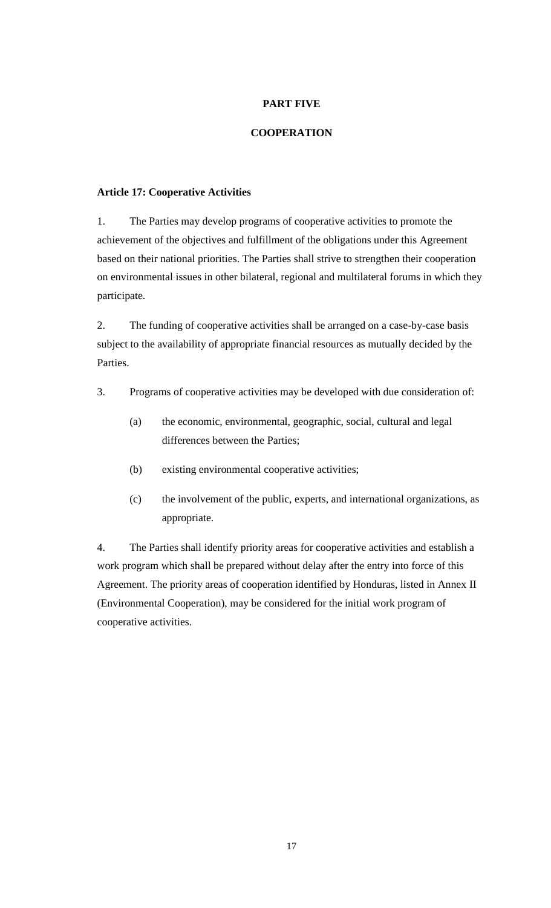# PART FIVE

# COOPERATION

### Article 17: Cooperative Activities

1. The Parties may develop programs of cooperative activities to promote the achievement of the objectives and fulfillment of the obligations under this Agreement based on their national priorities. The Parties shall strive to strengthen their cooperation on environmental issues in other bilateral, regional and multilateral forums in which they participate.

2. The funding of cooperative activities shall be arranged on a case-by-case basis subject to the availability of appropriate financial resources as mutually decided by the Parties.

3. Programs of cooperative activities may be developed with due consideration of:

   (a) the economic, environmental, geographic, social, cultural and legal differences between the Parties;

   (b) existing environmental cooperative activities;

   (c) the involvement of the public, experts, and international organizations, as appropriate.

4. The Parties shall identify priority areas for cooperative activities and establish a work program which shall be prepared without delay after the entry into force of this Agreement. The priority areas of cooperation identified by Honduras, listed in Annex II (Environmental Cooperation), may be considered for the initial work program of cooperative activities.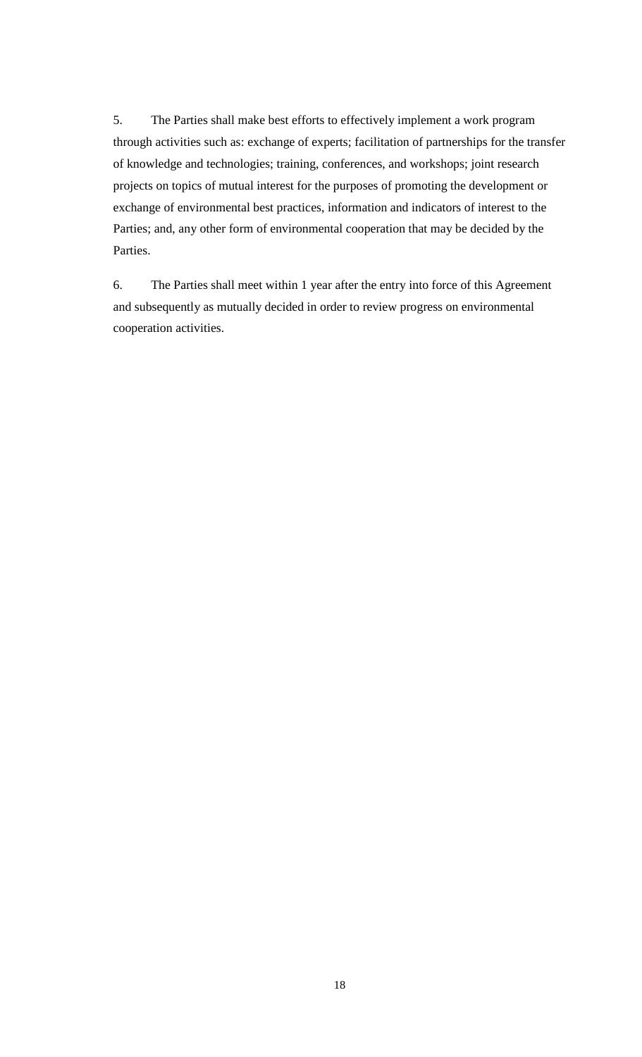5. The Parties shall make best efforts to effectively implement a work program through activities such as: exchange of experts; facilitation of partnerships for the transfer of knowledge and technologies; training, conferences, and workshops; joint research projects on topics of mutual interest for the purposes of promoting the development or exchange of environmental best practices, information and indicators of interest to the Parties; and, any other form of environmental cooperation that may be decided by the Parties.

6. The Parties shall meet within 1 year after the entry into force of this Agreement and subsequently as mutually decided in order to review progress on environmental cooperation activities.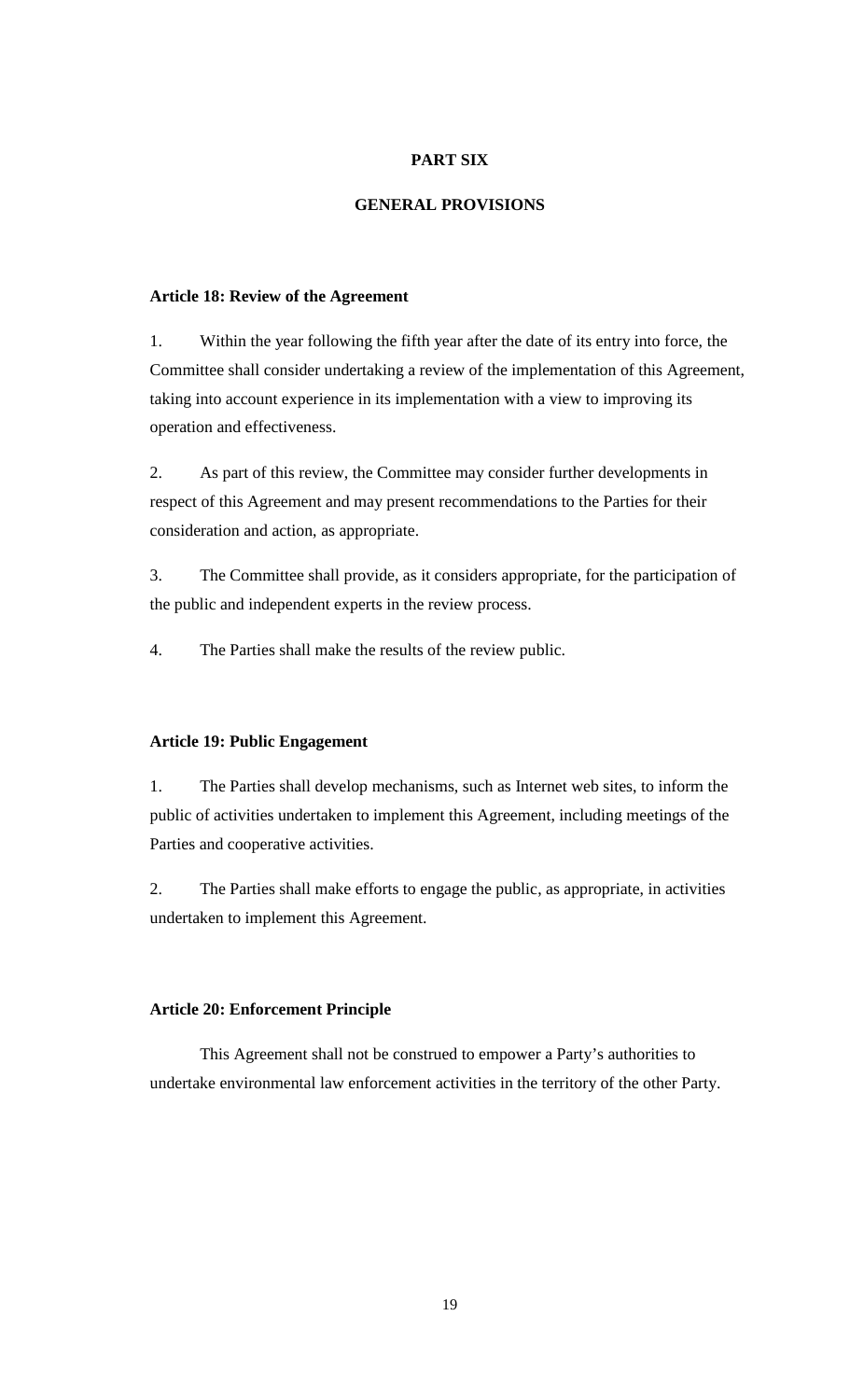# PART SIX

## GENERAL PROVISIONS

**Article 18: Review of the Agreement**

1. Within the year following the fifth year after the date of its entry into force, the Committee shall consider undertaking a review of the implementation of this Agreement, taking into account experience in its implementation with a view to improving its operation and effectiveness.

2. As part of this review, the Committee may consider further developments in respect of this Agreement and may present recommendations to the Parties for their consideration and action, as appropriate.

3. The Committee shall provide, as it considers appropriate, for the participation of the public and independent experts in the review process.

4. The Parties shall make the results of the review public.

**Article 19: Public Engagement**

1. The Parties shall develop mechanisms, such as Internet web sites, to inform the public of activities undertaken to implement this Agreement, including meetings of the Parties and cooperative activities.

2. The Parties shall make efforts to engage the public, as appropriate, in activities undertaken to implement this Agreement.

**Article 20: Enforcement Principle**

This Agreement shall not be construed to empower a Party's authorities to undertake environmental law enforcement activities in the territory of the other Party.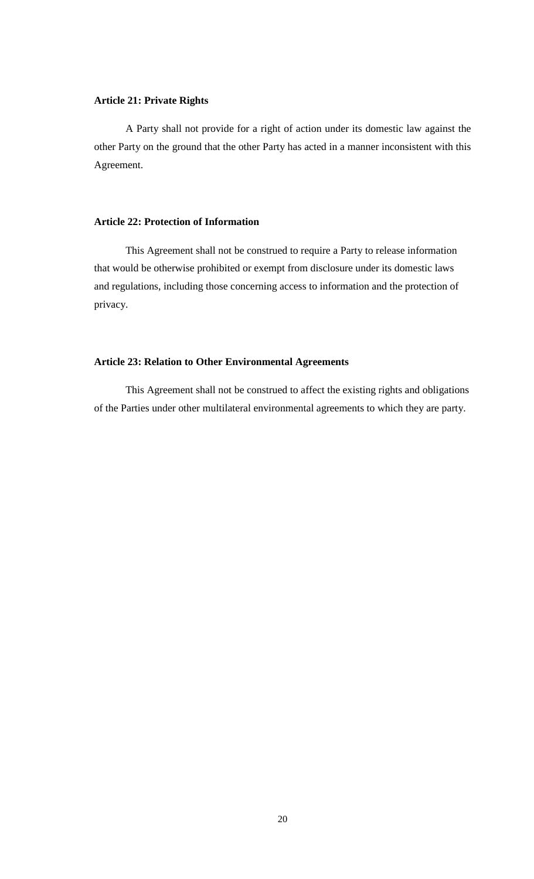**Article 21: Private Rights**

A Party shall not provide for a right of action under its domestic law against the other Party on the ground that the other Party has acted in a manner inconsistent with this Agreement.

**Article 22: Protection of Information**

This Agreement shall not be construed to require a Party to release information that would be otherwise prohibited or exempt from disclosure under its domestic laws and regulations, including those concerning access to information and the protection of privacy.

**Article 23: Relation to Other Environmental Agreements**

This Agreement shall not be construed to affect the existing rights and obligations of the Parties under other multilateral environmental agreements to which they are party.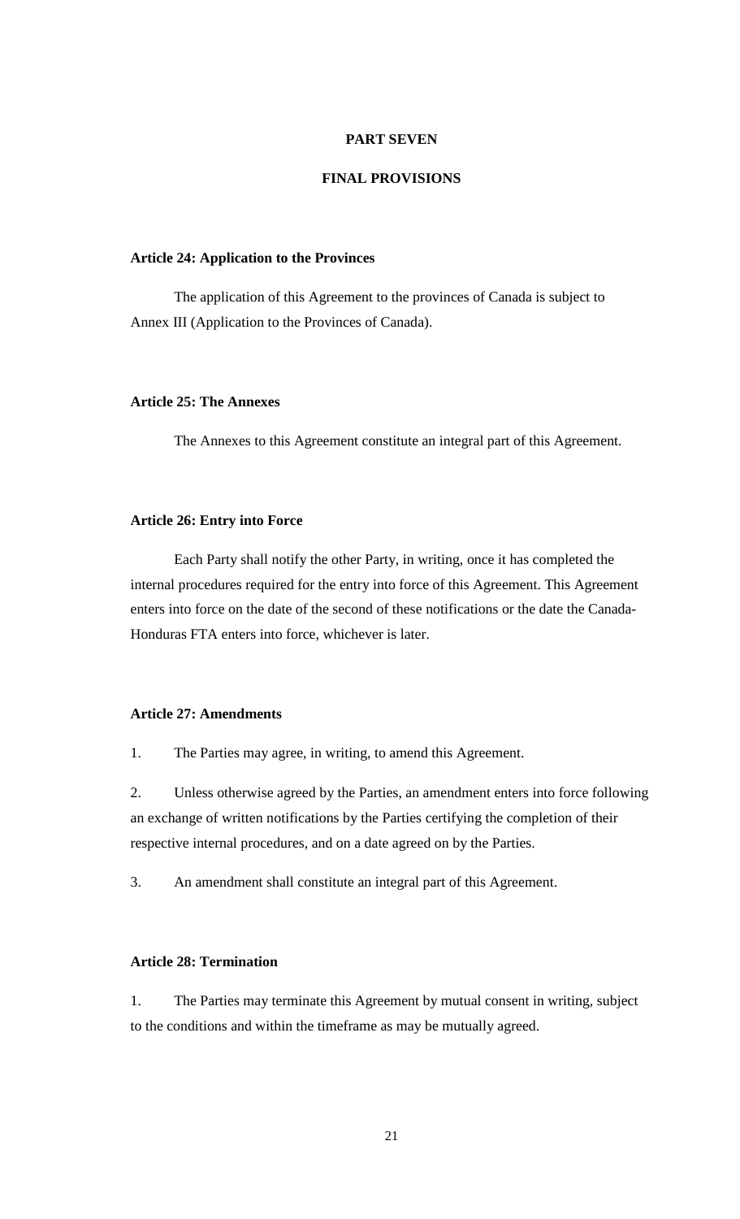# PART SEVEN

# FINAL PROVISIONS

### Article 24: Application to the Provinces

The application of this Agreement to the provinces of Canada is subject to Annex III (Application to the Provinces of Canada).

### Article 25: The Annexes

The Annexes to this Agreement constitute an integral part of this Agreement.

### Article 26: Entry into Force

Each Party shall notify the other Party, in writing, once it has completed the internal procedures required for the entry into force of this Agreement. This Agreement enters into force on the date of the second of these notifications or the date the Canada-Honduras FTA enters into force, whichever is later.

### Article 27: Amendments

1. The Parties may agree, in writing, to amend this Agreement.

2. Unless otherwise agreed by the Parties, an amendment enters into force following an exchange of written notifications by the Parties certifying the completion of their respective internal procedures, and on a date agreed on by the Parties.

3. An amendment shall constitute an integral part of this Agreement.

### Article 28: Termination

1. The Parties may terminate this Agreement by mutual consent in writing, subject to the conditions and within the timeframe as may be mutually agreed.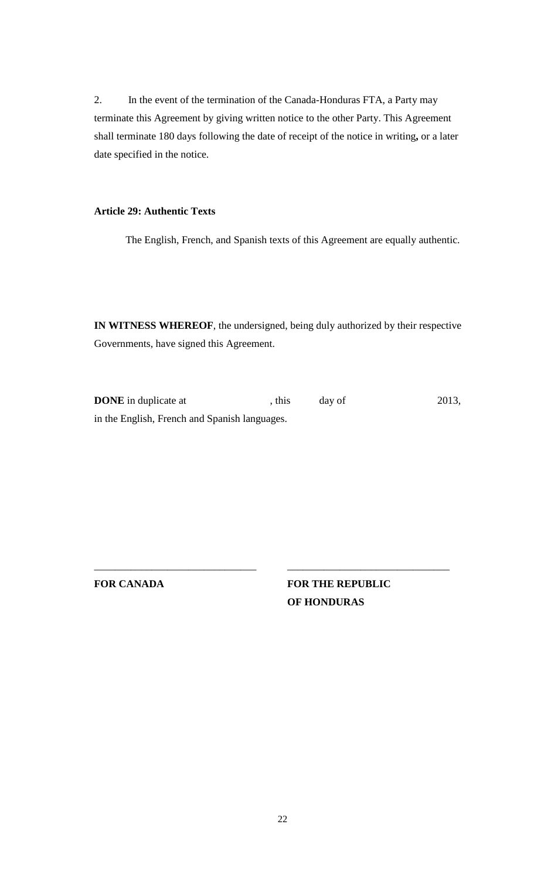2. In the event of the termination of the Canada-Honduras FTA, a Party may terminate this Agreement by giving written notice to the other Party. This Agreement shall terminate 180 days following the date of receipt of the notice in writing**,** or a later date specified in the notice.

**Article 29: Authentic Texts**

The English, French, and Spanish texts of this Agreement are equally authentic.

**IN WITNESS WHEREOF**, the undersigned, being duly authorized by their respective Governments, have signed this Agreement.

**DONE** in duplicate at , this day of 2013, in the English, French and Spanish languages.

| ______________________________ | ______________________________ |
| --- | --- |
| **FOR CANADA** | **FOR THE REPUBLIC OF HONDURAS** |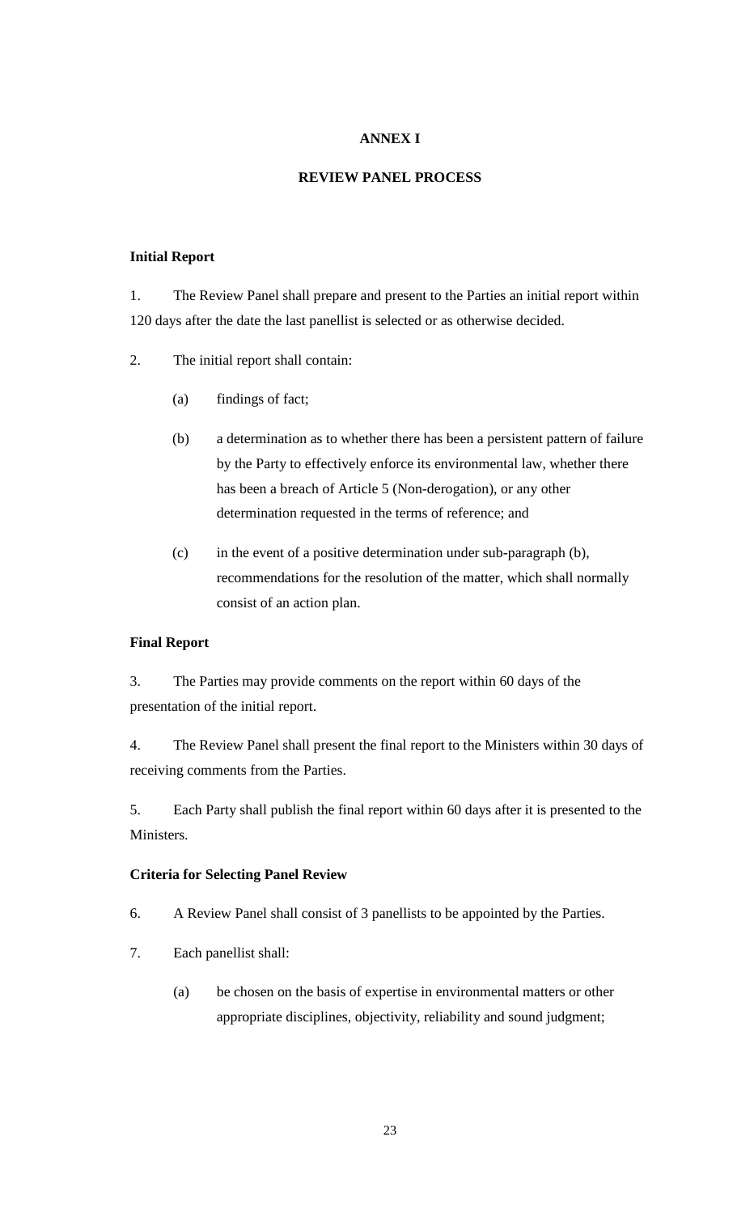# ANNEX I

## REVIEW PANEL PROCESS

**Initial Report**

1. The Review Panel shall prepare and present to the Parties an initial report within 120 days after the date the last panellist is selected or as otherwise decided.

2. The initial report shall contain:

   (a) findings of fact;

   (b) a determination as to whether there has been a persistent pattern of failure by the Party to effectively enforce its environmental law, whether there has been a breach of Article 5 (Non-derogation), or any other determination requested in the terms of reference; and

   (c) in the event of a positive determination under sub-paragraph (b), recommendations for the resolution of the matter, which shall normally consist of an action plan.

**Final Report**

3. The Parties may provide comments on the report within 60 days of the presentation of the initial report.

4. The Review Panel shall present the final report to the Ministers within 30 days of receiving comments from the Parties.

5. Each Party shall publish the final report within 60 days after it is presented to the Ministers.

**Criteria for Selecting Panel Review**

6. A Review Panel shall consist of 3 panellists to be appointed by the Parties.

7. Each panellist shall:

   (a) be chosen on the basis of expertise in environmental matters or other appropriate disciplines, objectivity, reliability and sound judgment;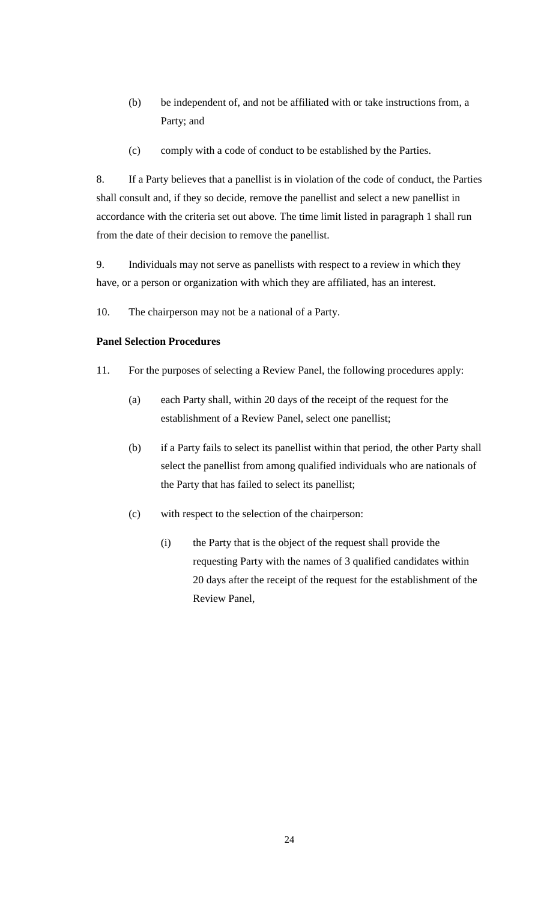(b) be independent of, and not be affiliated with or take instructions from, a Party; and

(c) comply with a code of conduct to be established by the Parties.

8. If a Party believes that a panellist is in violation of the code of conduct, the Parties shall consult and, if they so decide, remove the panellist and select a new panellist in accordance with the criteria set out above. The time limit listed in paragraph 1 shall run from the date of their decision to remove the panellist.

9. Individuals may not serve as panellists with respect to a review in which they have, or a person or organization with which they are affiliated, has an interest.

10. The chairperson may not be a national of a Party.

**Panel Selection Procedures**

11. For the purposes of selecting a Review Panel, the following procedures apply:

(a) each Party shall, within 20 days of the receipt of the request for the establishment of a Review Panel, select one panellist;

(b) if a Party fails to select its panellist within that period, the other Party shall select the panellist from among qualified individuals who are nationals of the Party that has failed to select its panellist;

(c) with respect to the selection of the chairperson:

(i) the Party that is the object of the request shall provide the requesting Party with the names of 3 qualified candidates within 20 days after the receipt of the request for the establishment of the Review Panel,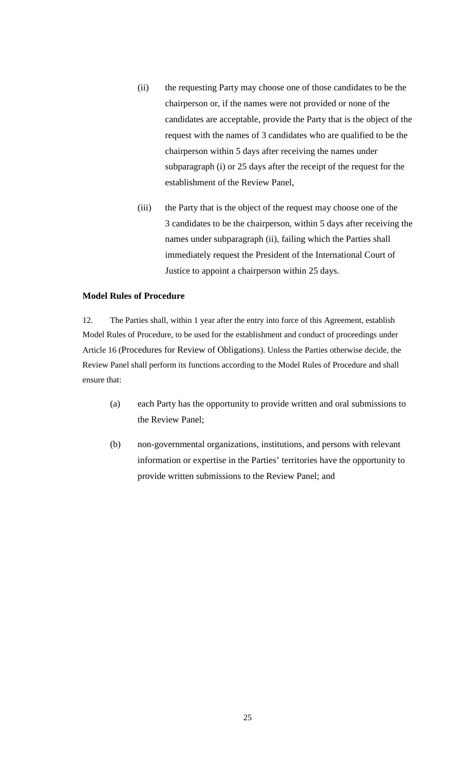(ii) the requesting Party may choose one of those candidates to be the chairperson or, if the names were not provided or none of the candidates are acceptable, provide the Party that is the object of the request with the names of 3 candidates who are qualified to be the chairperson within 5 days after receiving the names under subparagraph (i) or 25 days after the receipt of the request for the establishment of the Review Panel,

(iii) the Party that is the object of the request may choose one of the 3 candidates to be the chairperson, within 5 days after receiving the names under subparagraph (ii), failing which the Parties shall immediately request the President of the International Court of Justice to appoint a chairperson within 25 days.

**Model Rules of Procedure**

12. The Parties shall, within 1 year after the entry into force of this Agreement, establish Model Rules of Procedure, to be used for the establishment and conduct of proceedings under Article 16 (Procedures for Review of Obligations). Unless the Parties otherwise decide, the Review Panel shall perform its functions according to the Model Rules of Procedure and shall ensure that:

(a) each Party has the opportunity to provide written and oral submissions to the Review Panel;

(b) non-governmental organizations, institutions, and persons with relevant information or expertise in the Parties' territories have the opportunity to provide written submissions to the Review Panel; and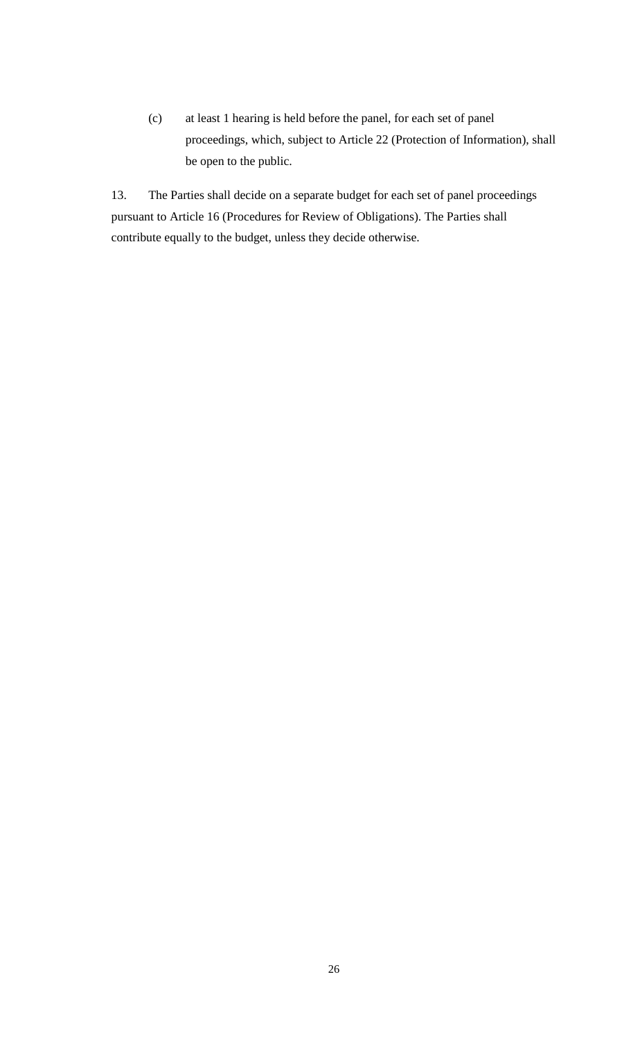(c) at least 1 hearing is held before the panel, for each set of panel proceedings, which, subject to Article 22 (Protection of Information), shall be open to the public.

13. The Parties shall decide on a separate budget for each set of panel proceedings pursuant to Article 16 (Procedures for Review of Obligations). The Parties shall contribute equally to the budget, unless they decide otherwise.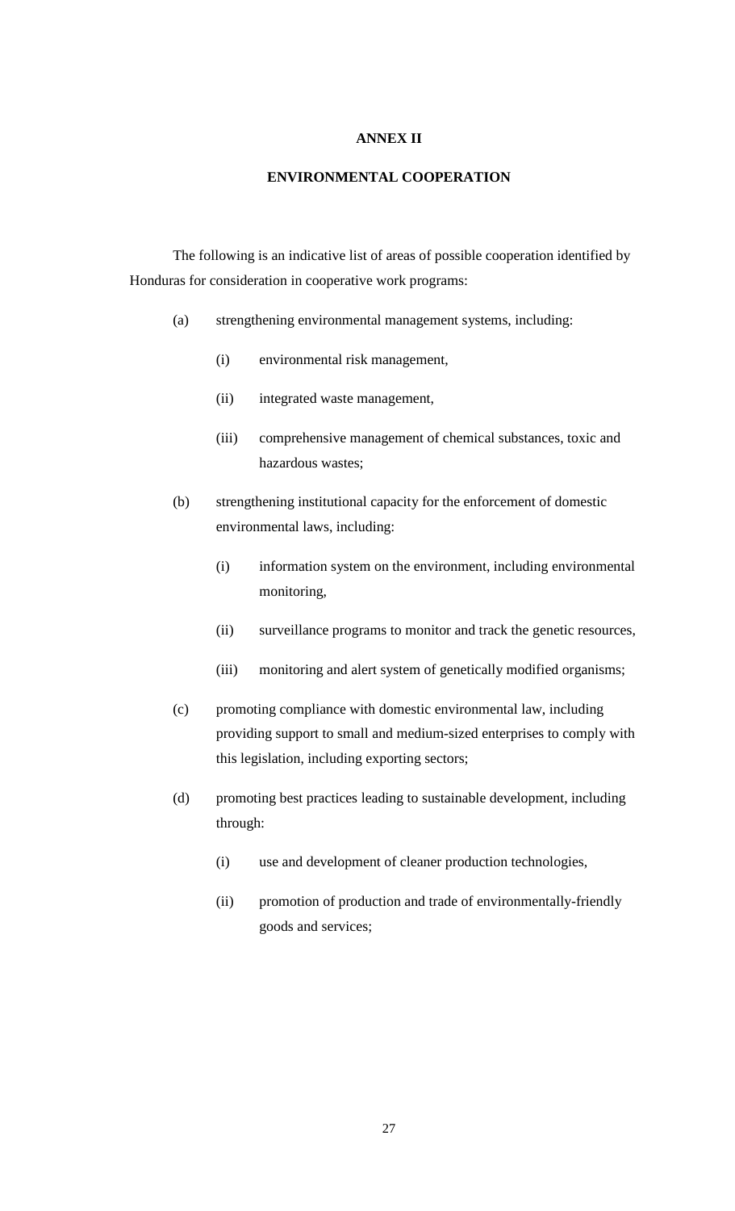# ANNEX II

## ENVIRONMENTAL COOPERATION

The following is an indicative list of areas of possible cooperation identified by Honduras for consideration in cooperative work programs:

(a) strengthening environmental management systems, including:

  (i) environmental risk management,

  (ii) integrated waste management,

  (iii) comprehensive management of chemical substances, toxic and hazardous wastes;

(b) strengthening institutional capacity for the enforcement of domestic environmental laws, including:

  (i) information system on the environment, including environmental monitoring,

  (ii) surveillance programs to monitor and track the genetic resources,

  (iii) monitoring and alert system of genetically modified organisms;

(c) promoting compliance with domestic environmental law, including providing support to small and medium-sized enterprises to comply with this legislation, including exporting sectors;

(d) promoting best practices leading to sustainable development, including through:

  (i) use and development of cleaner production technologies,

  (ii) promotion of production and trade of environmentally-friendly goods and services;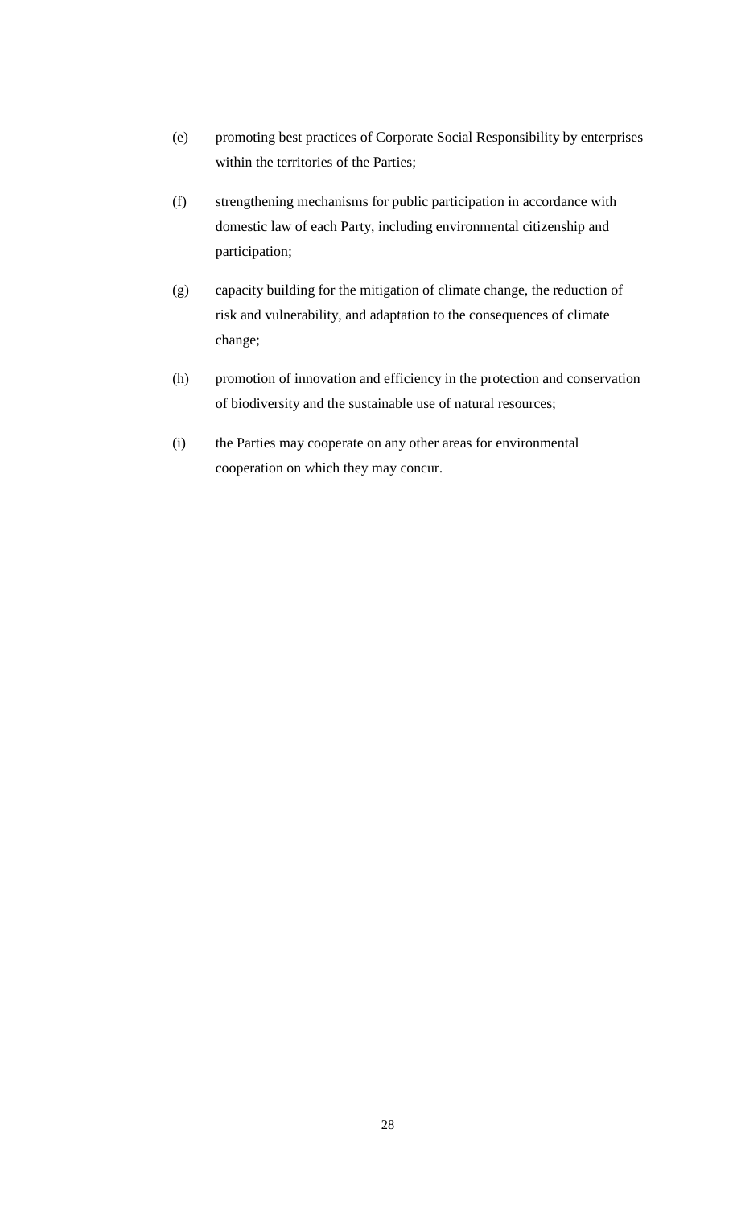(e) promoting best practices of Corporate Social Responsibility by enterprises within the territories of the Parties;

(f) strengthening mechanisms for public participation in accordance with domestic law of each Party, including environmental citizenship and participation;

(g) capacity building for the mitigation of climate change, the reduction of risk and vulnerability, and adaptation to the consequences of climate change;

(h) promotion of innovation and efficiency in the protection and conservation of biodiversity and the sustainable use of natural resources;

(i) the Parties may cooperate on any other areas for environmental cooperation on which they may concur.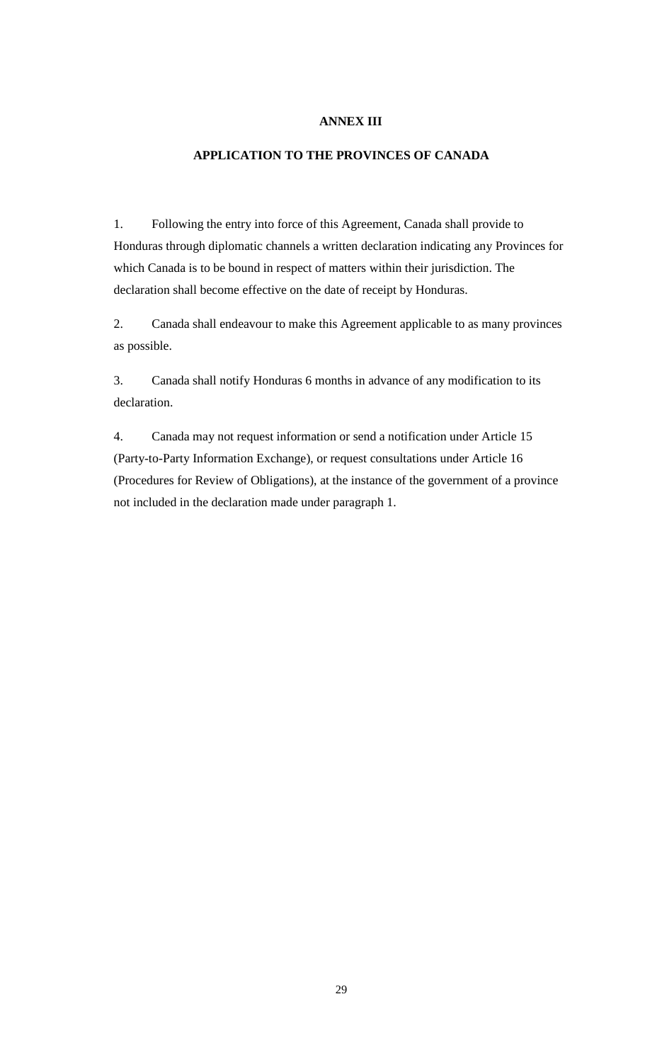# ANNEX III

## APPLICATION TO THE PROVINCES OF CANADA

1. Following the entry into force of this Agreement, Canada shall provide to Honduras through diplomatic channels a written declaration indicating any Provinces for which Canada is to be bound in respect of matters within their jurisdiction. The declaration shall become effective on the date of receipt by Honduras.

2. Canada shall endeavour to make this Agreement applicable to as many provinces as possible.

3. Canada shall notify Honduras 6 months in advance of any modification to its declaration.

4. Canada may not request information or send a notification under Article 15 (Party-to-Party Information Exchange), or request consultations under Article 16 (Procedures for Review of Obligations), at the instance of the government of a province not included in the declaration made under paragraph 1.